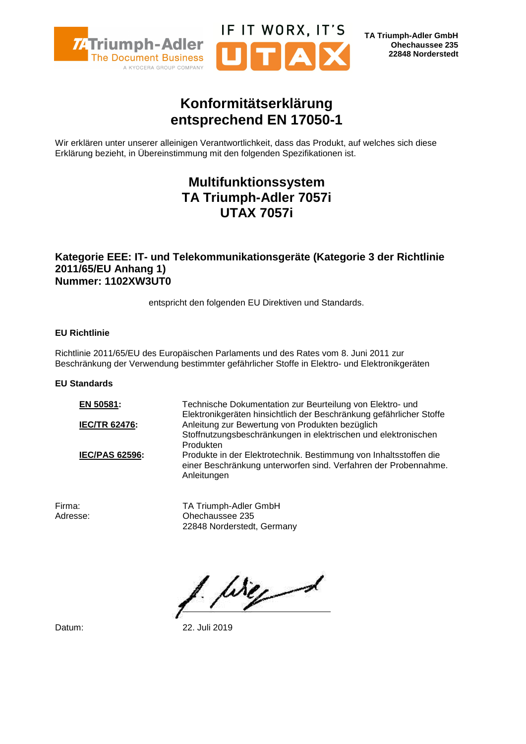TA Triumph-Adler The Document Business A KYOCERA GROUP COMPANY

IF IT WORX, IT'S UTAX

**TA Triumph-Adler GmbH**
**Ohechaussee 235**
**22848 Norderstedt**

# Konformitätserklärung entsprechend EN 17050-1

Wir erklären unter unserer alleinigen Verantwortlichkeit, dass das Produkt, auf welches sich diese Erklärung bezieht, in Übereinstimmung mit den folgenden Spezifikationen ist.

## Multifunktionssystem
## TA Triumph-Adler 7057i
## UTAX 7057i

### Kategorie EEE: IT- und Telekommunikationsgeräte (Kategorie 3 der Richtlinie 2011/65/EU Anhang 1)
### Nummer: 1102XW3UT0

entspricht den folgenden EU Direktiven und Standards.

**EU Richtlinie**

Richtlinie 2011/65/EU des Europäischen Parlaments und des Rates vom 8. Juni 2011 zur Beschränkung der Verwendung bestimmter gefährlicher Stoffe in Elektro- und Elektronikgeräten

**EU Standards**

| | |
|---|---|
| **EN 50581:** | Technische Dokumentation zur Beurteilung von Elektro- und Elektronikgeräten hinsichtlich der Beschränkung gefährlicher Stoffe |
| **IEC/TR 62476:** | Anleitung zur Bewertung von Produkten bezüglich Stoffnutzungsbeschränkungen in elektrischen und elektronischen Produkten |
| **IEC/PAS 62596:** | Produkte in der Elektrotechnik. Bestimmung von Inhaltsstoffen die einer Beschränkung unterworfen sind. Verfahren der Probennahme. Anleitungen |

Firma: TA Triumph-Adler GmbH
Adresse: Ohechaussee 235
22848 Norderstedt, Germany

Datum: 22. Juli 2019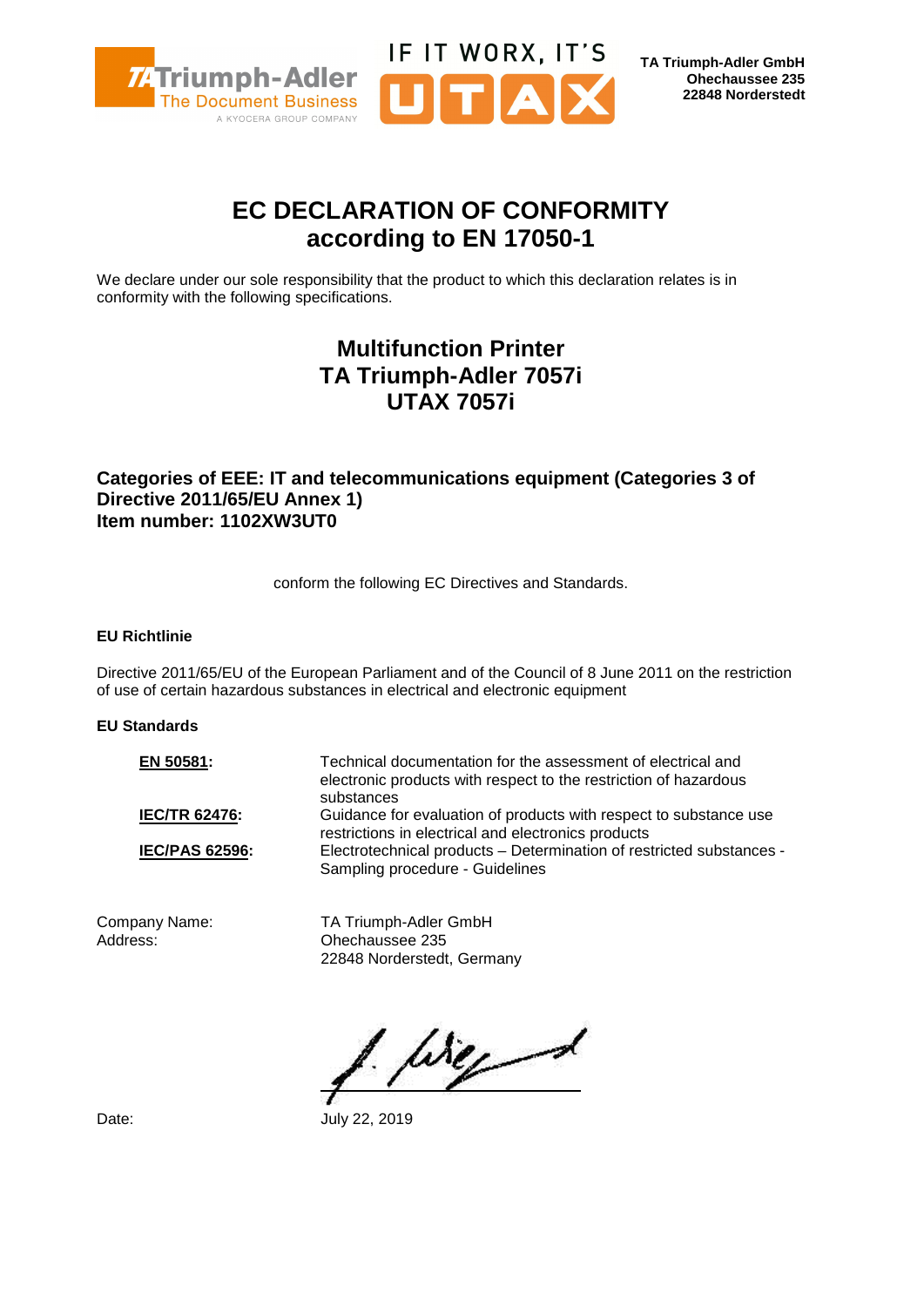TA Triumph-Adler GmbH
Ohechaussee 235
22848 Norderstedt

# EC DECLARATION OF CONFORMITY according to EN 17050-1

We declare under our sole responsibility that the product to which this declaration relates is in conformity with the following specifications.

## Multifunction Printer
## TA Triumph-Adler 7057i
## UTAX 7057i

### Categories of EEE: IT and telecommunications equipment (Categories 3 of Directive 2011/65/EU Annex 1)
### Item number: 1102XW3UT0

conform the following EC Directives and Standards.

**EU Richtlinie**

Directive 2011/65/EU of the European Parliament and of the Council of 8 June 2011 on the restriction of use of certain hazardous substances in electrical and electronic equipment

**EU Standards**

| | |
|---|---|
| **EN 50581:** | Technical documentation for the assessment of electrical and electronic products with respect to the restriction of hazardous substances |
| **IEC/TR 62476:** | Guidance for evaluation of products with respect to substance use restrictions in electrical and electronics products |
| **IEC/PAS 62596:** | Electrotechnical products – Determination of restricted substances - Sampling procedure - Guidelines |

| | |
|---|---|
| Company Name: | TA Triumph-Adler GmbH |
| Address: | Ohechaussee 235<br>22848 Norderstedt, Germany |

Date: July 22, 2019